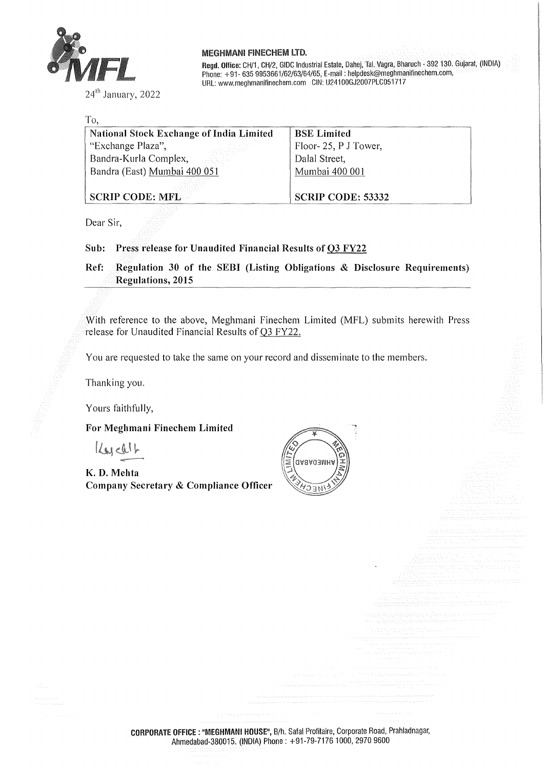**MEGHMANI FINECHEM LTD.**

**Regd. Office:** CH/1, CH/2, GIDC Industrial Estate, Dahej, Tal. Vagra, Bharuch - 392 130. Gujarat, (INDIA)
Phone: +91- 635 9953661/62/63/64/65, E-mail : helpdesk@meghmanifinechem.com,
URL: www.meghmanifinechem.com CIN: U24100GJ2007PLC051717

24th January, 2022

To,

| National Stock Exchange of India Limited | BSE Limited |
|---|---|
| "Exchange Plaza",<br>Bandra-Kurla Complex,<br>Bandra (East) Mumbai 400 051 | Floor- 25, P J Tower,<br>Dalal Street,<br>Mumbai 400 001 |
| SCRIP CODE: MFL | SCRIP CODE: 53332 |

Dear Sir,

**Sub: Press release for Unaudited Financial Results of Q3 FY22**

**Ref: Regulation 30 of the SEBI (Listing Obligations & Disclosure Requirements) Regulations, 2015**

With reference to the above, Meghmani Finechem Limited (MFL) submits herewith Press release for Unaudited Financial Results of Q3 FY22.

You are requested to take the same on your record and disseminate to the members.

Thanking you.

Yours faithfully,

**For Meghmani Finechem Limited**

**K. D. Mehta**
**Company Secretary & Compliance Officer**

**CORPORATE OFFICE : "MEGHMANI HOUSE",** B/h. Safal Profitaire, Corporate Road, Prahladnagar, Ahmedabad-380015. (INDIA) Phone : +91-79-7176 1000, 2970 9600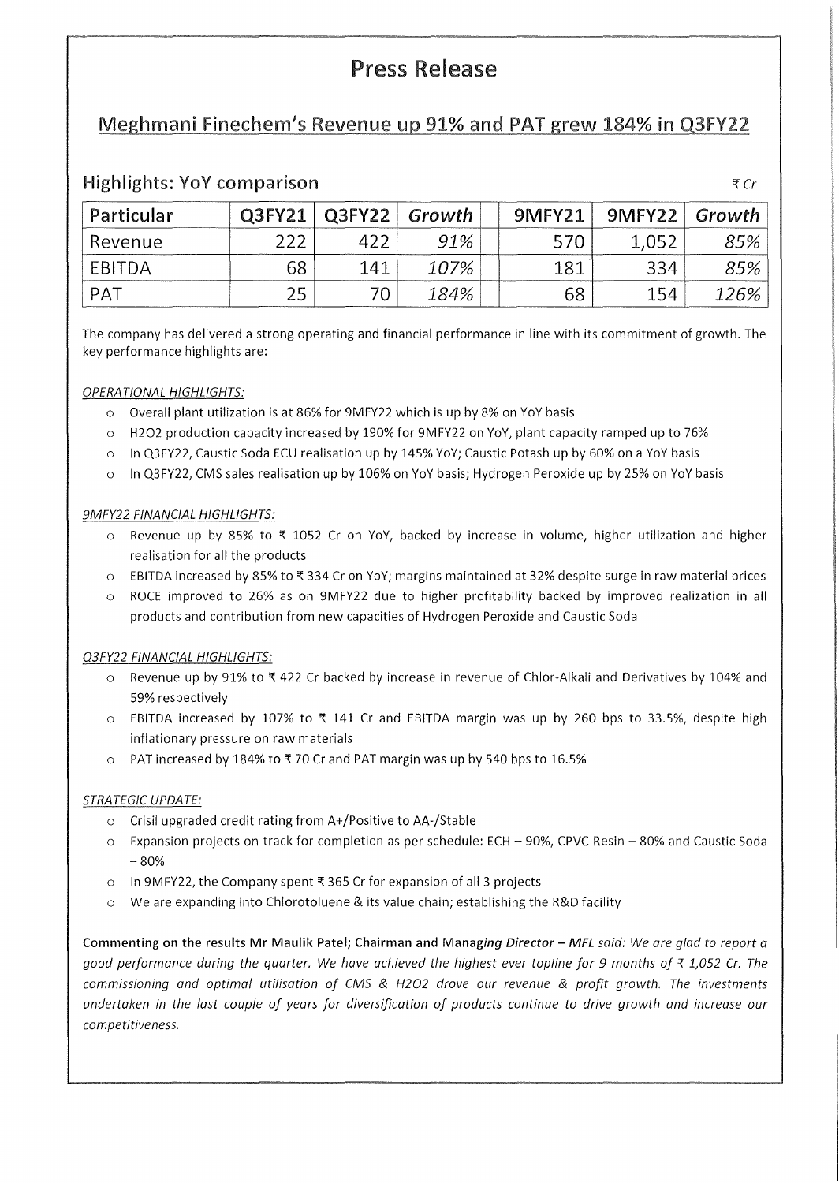# Press Release

## Meghmani Finechem's Revenue up 91% and PAT grew 184% in Q3FY22

### Highlights: YoY comparison

₹ Cr

| Particular | Q3FY21 | Q3FY22 | *Growth* | | 9MFY21 | 9MFY22 | *Growth* |
|---|---|---|---|---|---|---|---|
| Revenue | 222 | 422 | *91%* | | 570 | 1,052 | *85%* |
| EBITDA | 68 | 141 | *107%* | | 181 | 334 | *85%* |
| PAT | 25 | 70 | *184%* | | 68 | 154 | *126%* |

The company has delivered a strong operating and financial performance in line with its commitment of growth. The key performance highlights are:

*OPERATIONAL HIGHLIGHTS:*

- Overall plant utilization is at 86% for 9MFY22 which is up by 8% on YoY basis
- H2O2 production capacity increased by 190% for 9MFY22 on YoY, plant capacity ramped up to 76%
- In Q3FY22, Caustic Soda ECU realisation up by 145% YoY; Caustic Potash up by 60% on a YoY basis
- In Q3FY22, CMS sales realisation up by 106% on YoY basis; Hydrogen Peroxide up by 25% on YoY basis

*9MFY22 FINANCIAL HIGHLIGHTS:*

- Revenue up by 85% to ₹ 1052 Cr on YoY, backed by increase in volume, higher utilization and higher realisation for all the products
- EBITDA increased by 85% to ₹ 334 Cr on YoY; margins maintained at 32% despite surge in raw material prices
- ROCE improved to 26% as on 9MFY22 due to higher profitability backed by improved realization in all products and contribution from new capacities of Hydrogen Peroxide and Caustic Soda

*Q3FY22 FINANCIAL HIGHLIGHTS:*

- Revenue up by 91% to ₹ 422 Cr backed by increase in revenue of Chlor-Alkali and Derivatives by 104% and 59% respectively
- EBITDA increased by 107% to ₹ 141 Cr and EBITDA margin was up by 260 bps to 33.5%, despite high inflationary pressure on raw materials
- PAT increased by 184% to ₹ 70 Cr and PAT margin was up by 540 bps to 16.5%

*STRATEGIC UPDATE:*

- Crisil upgraded credit rating from A+/Positive to AA-/Stable
- Expansion projects on track for completion as per schedule: ECH – 90%, CPVC Resin – 80% and Caustic Soda – 80%
- In 9MFY22, the Company spent ₹ 365 Cr for expansion of all 3 projects
- We are expanding into Chlorotoluene & its value chain; establishing the R&D facility

**Commenting on the results Mr Maulik Patel; Chairman and Managing Director – MFL** *said: We are glad to report a good performance during the quarter. We have achieved the highest ever topline for 9 months of ₹ 1,052 Cr. The commissioning and optimal utilisation of CMS & H2O2 drove our revenue & profit growth. The investments undertaken in the last couple of years for diversification of products continue to drive growth and increase our competitiveness.*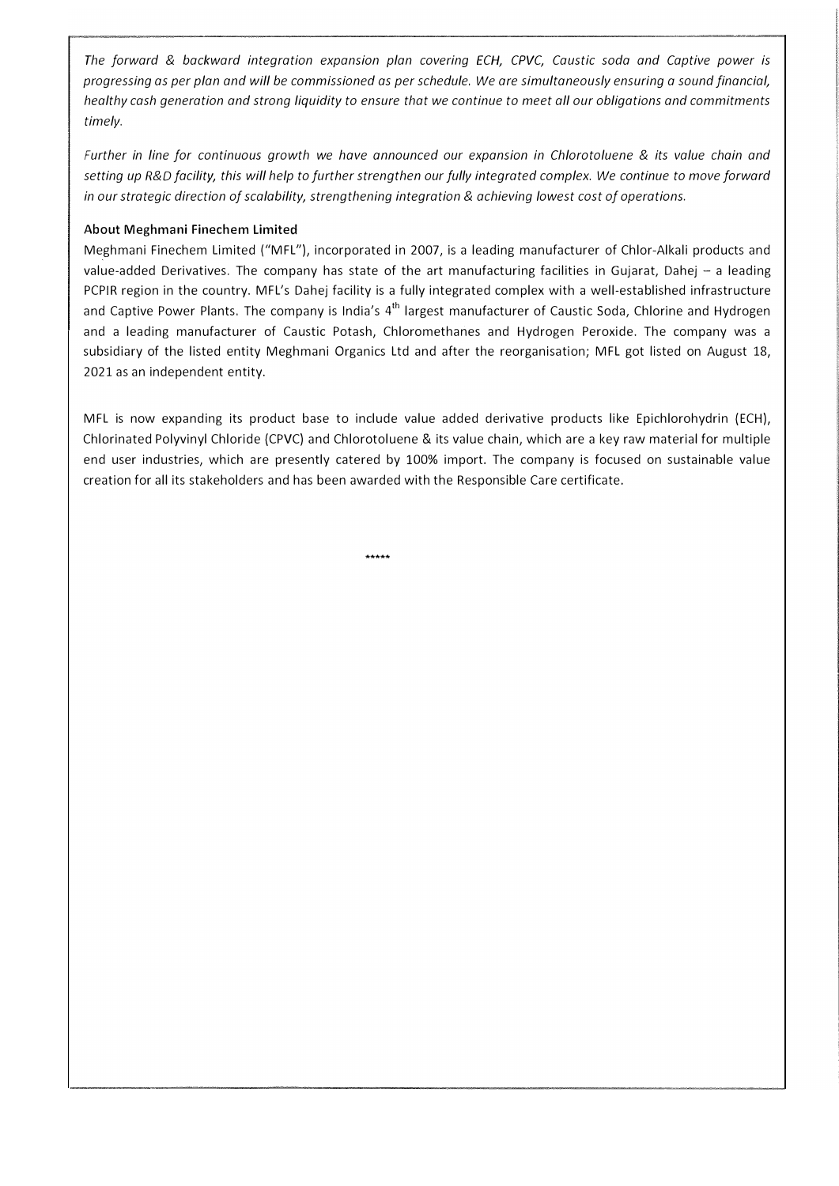*The forward & backward integration expansion plan covering ECH, CPVC, Caustic soda and Captive power is progressing as per plan and will be commissioned as per schedule. We are simultaneously ensuring a sound financial, healthy cash generation and strong liquidity to ensure that we continue to meet all our obligations and commitments timely.*

*Further in line for continuous growth we have announced our expansion in Chlorotoluene & its value chain and setting up R&D facility, this will help to further strengthen our fully integrated complex. We continue to move forward in our strategic direction of scalability, strengthening integration & achieving lowest cost of operations.*

**About Meghmani Finechem Limited**

Meghmani Finechem Limited ("MFL"), incorporated in 2007, is a leading manufacturer of Chlor-Alkali products and value-added Derivatives. The company has state of the art manufacturing facilities in Gujarat, Dahej – a leading PCPIR region in the country. MFL's Dahej facility is a fully integrated complex with a well-established infrastructure and Captive Power Plants. The company is India's 4th largest manufacturer of Caustic Soda, Chlorine and Hydrogen and a leading manufacturer of Caustic Potash, Chloromethanes and Hydrogen Peroxide. The company was a subsidiary of the listed entity Meghmani Organics Ltd and after the reorganisation; MFL got listed on August 18, 2021 as an independent entity.

MFL is now expanding its product base to include value added derivative products like Epichlorohydrin (ECH), Chlorinated Polyvinyl Chloride (CPVC) and Chlorotoluene & its value chain, which are a key raw material for multiple end user industries, which are presently catered by 100% import. The company is focused on sustainable value creation for all its stakeholders and has been awarded with the Responsible Care certificate.

*****